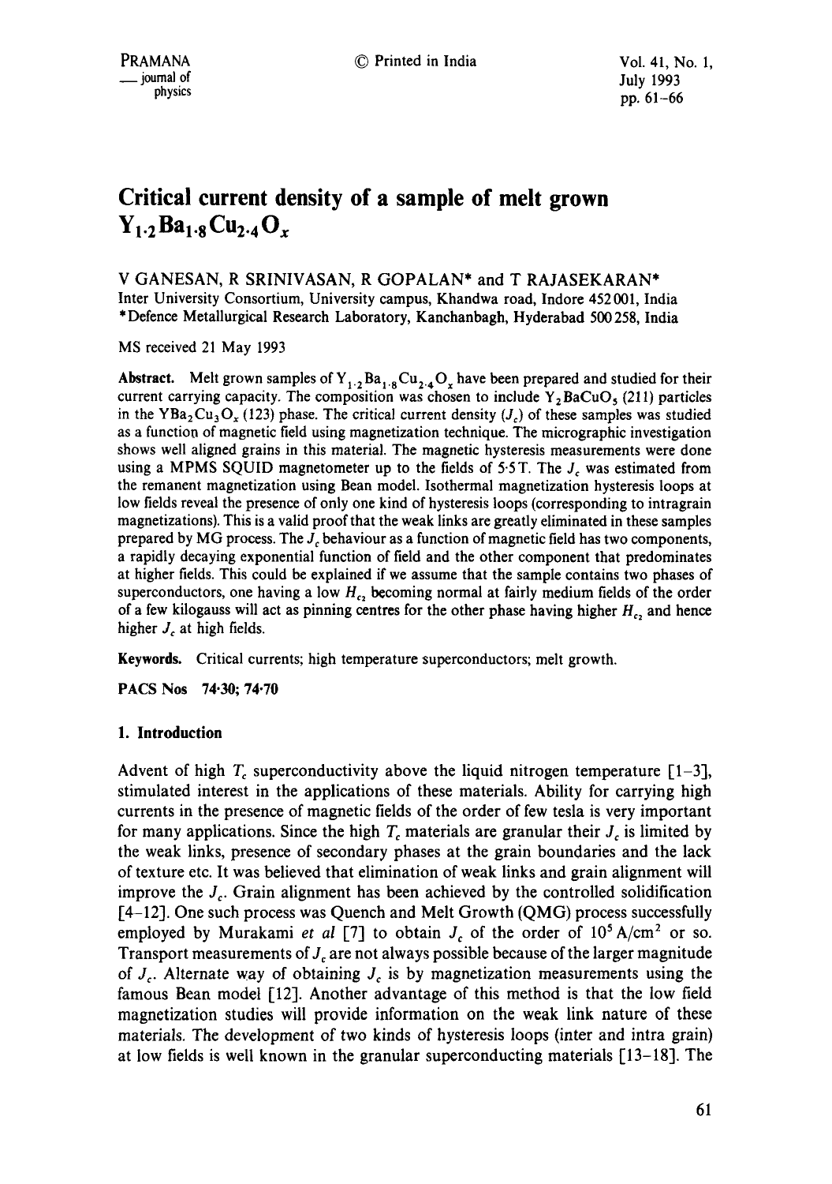# Critical current density of a sample of melt grown $Y_{1.2}Ba_{1.8}Cu_{2.4}O_x$

V GANESAN, R SRINIVASAN, R GOPALAN* and T RAJASEKARAN*

Inter University Consortium, University campus, Khandwa road, Indore 452 001, India

*Defence Metallurgical Research Laboratory, Kanchanbagh, Hyderabad 500 258, India

MS received 21 May 1993

**Abstract.** Melt grown samples of $Y_{1.2}Ba_{1.8}Cu_{2.4}O_x$ have been prepared and studied for their current carrying capacity. The composition was chosen to include $Y_2BaCuO_5$ (211) particles in the $YBa_2Cu_3O_x$ (123) phase. The critical current density ($J_c$) of these samples was studied as a function of magnetic field using magnetization technique. The micrographic investigation shows well aligned grains in this material. The magnetic hysteresis measurements were done using a MPMS SQUID magnetometer up to the fields of 5·5 T. The $J_c$ was estimated from the remanent magnetization using Bean model. Isothermal magnetization hysteresis loops at low fields reveal the presence of only one kind of hysteresis loops (corresponding to intragrain magnetizations). This is a valid proof that the weak links are greatly eliminated in these samples prepared by MG process. The $J_c$ behaviour as a function of magnetic field has two components, a rapidly decaying exponential function of field and the other component that predominates at higher fields. This could be explained if we assume that the sample contains two phases of superconductors, one having a low $H_{c_2}$ becoming normal at fairly medium fields of the order of a few kilogauss will act as pinning centres for the other phase having higher $H_{c_2}$ and hence higher $J_c$ at high fields.

**Keywords.** Critical currents; high temperature superconductors; melt growth.

**PACS Nos** 74·30; 74·70

## 1. Introduction

Advent of high $T_c$ superconductivity above the liquid nitrogen temperature [1–3], stimulated interest in the applications of these materials. Ability for carrying high currents in the presence of magnetic fields of the order of few tesla is very important for many applications. Since the high $T_c$ materials are granular their $J_c$ is limited by the weak links, presence of secondary phases at the grain boundaries and the lack of texture etc. It was believed that elimination of weak links and grain alignment will improve the $J_c$. Grain alignment has been achieved by the controlled solidification [4–12]. One such process was Quench and Melt Growth (QMG) process successfully employed by Murakami *et al* [7] to obtain $J_c$ of the order of $10^5\ A/cm^2$ or so. Transport measurements of $J_c$ are not always possible because of the larger magnitude of $J_c$. Alternate way of obtaining $J_c$ is by magnetization measurements using the famous Bean model [12]. Another advantage of this method is that the low field magnetization studies will provide information on the weak link nature of these materials. The development of two kinds of hysteresis loops (inter and intra grain) at low fields is well known in the granular superconducting materials [13–18]. The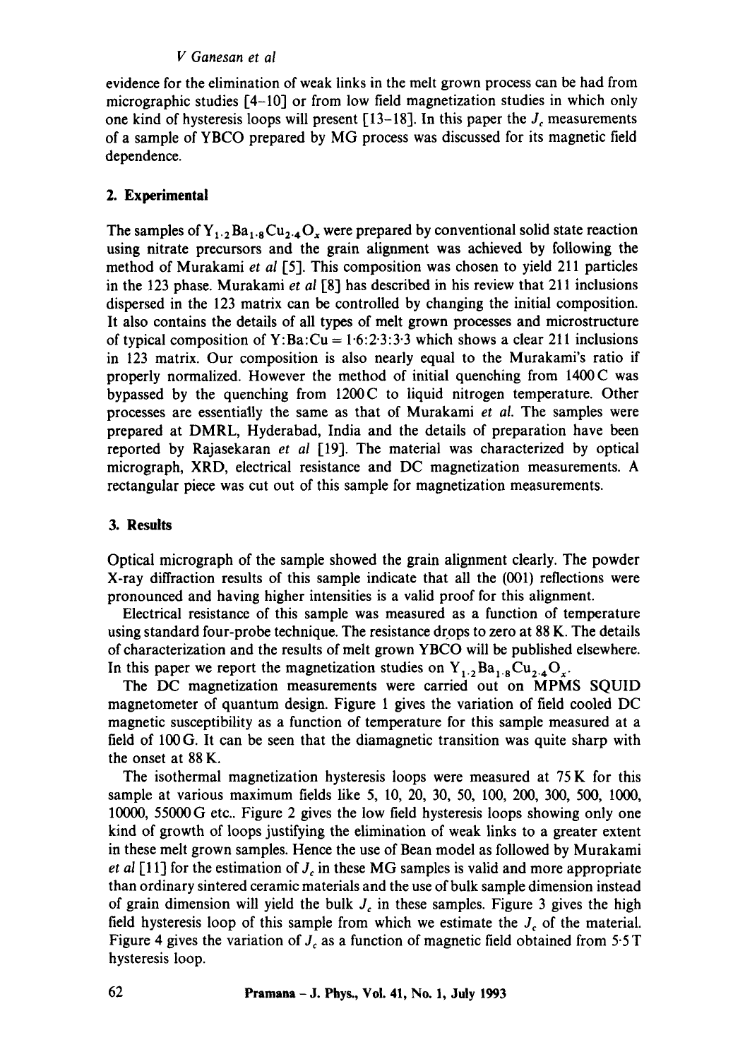evidence for the elimination of weak links in the melt grown process can be had from micrographic studies [4–10] or from low field magnetization studies in which only one kind of hysteresis loops will present [13–18]. In this paper the $J_c$ measurements of a sample of YBCO prepared by MG process was discussed for its magnetic field dependence.

## 2. Experimental

The samples of $Y_{1.2}Ba_{1.8}Cu_{2.4}O_x$ were prepared by conventional solid state reaction using nitrate precursors and the grain alignment was achieved by following the method of Murakami *et al* [5]. This composition was chosen to yield 211 particles in the 123 phase. Murakami *et al* [8] has described in his review that 211 inclusions dispersed in the 123 matrix can be controlled by changing the initial composition. It also contains the details of all types of melt grown processes and microstructure of typical composition of Y:Ba:Cu = 1·6:2·3:3·3 which shows a clear 211 inclusions in 123 matrix. Our composition is also nearly equal to the Murakami's ratio if properly normalized. However the method of initial quenching from 1400 C was bypassed by the quenching from 1200 C to liquid nitrogen temperature. Other processes are essentially the same as that of Murakami *et al*. The samples were prepared at DMRL, Hyderabad, India and the details of preparation have been reported by Rajasekaran *et al* [19]. The material was characterized by optical micrograph, XRD, electrical resistance and DC magnetization measurements. A rectangular piece was cut out of this sample for magnetization measurements.

## 3. Results

Optical micrograph of the sample showed the grain alignment clearly. The powder X-ray diffraction results of this sample indicate that all the (001) reflections were pronounced and having higher intensities is a valid proof for this alignment.

Electrical resistance of this sample was measured as a function of temperature using standard four-probe technique. The resistance drops to zero at 88 K. The details of characterization and the results of melt grown YBCO will be published elsewhere. In this paper we report the magnetization studies on $Y_{1.2}Ba_{1.8}Cu_{2.4}O_x$.

The DC magnetization measurements were carried out on MPMS SQUID magnetometer of quantum design. Figure 1 gives the variation of field cooled DC magnetic susceptibility as a function of temperature for this sample measured at a field of 100 G. It can be seen that the diamagnetic transition was quite sharp with the onset at 88 K.

The isothermal magnetization hysteresis loops were measured at 75 K for this sample at various maximum fields like 5, 10, 20, 30, 50, 100, 200, 300, 500, 1000, 10000, 55000 G etc.. Figure 2 gives the low field hysteresis loops showing only one kind of growth of loops justifying the elimination of weak links to a greater extent in these melt grown samples. Hence the use of Bean model as followed by Murakami *et al* [11] for the estimation of $J_c$ in these MG samples is valid and more appropriate than ordinary sintered ceramic materials and the use of bulk sample dimension instead of grain dimension will yield the bulk $J_c$ in these samples. Figure 3 gives the high field hysteresis loop of this sample from which we estimate the $J_c$ of the material. Figure 4 gives the variation of $J_c$ as a function of magnetic field obtained from 5·5 T hysteresis loop.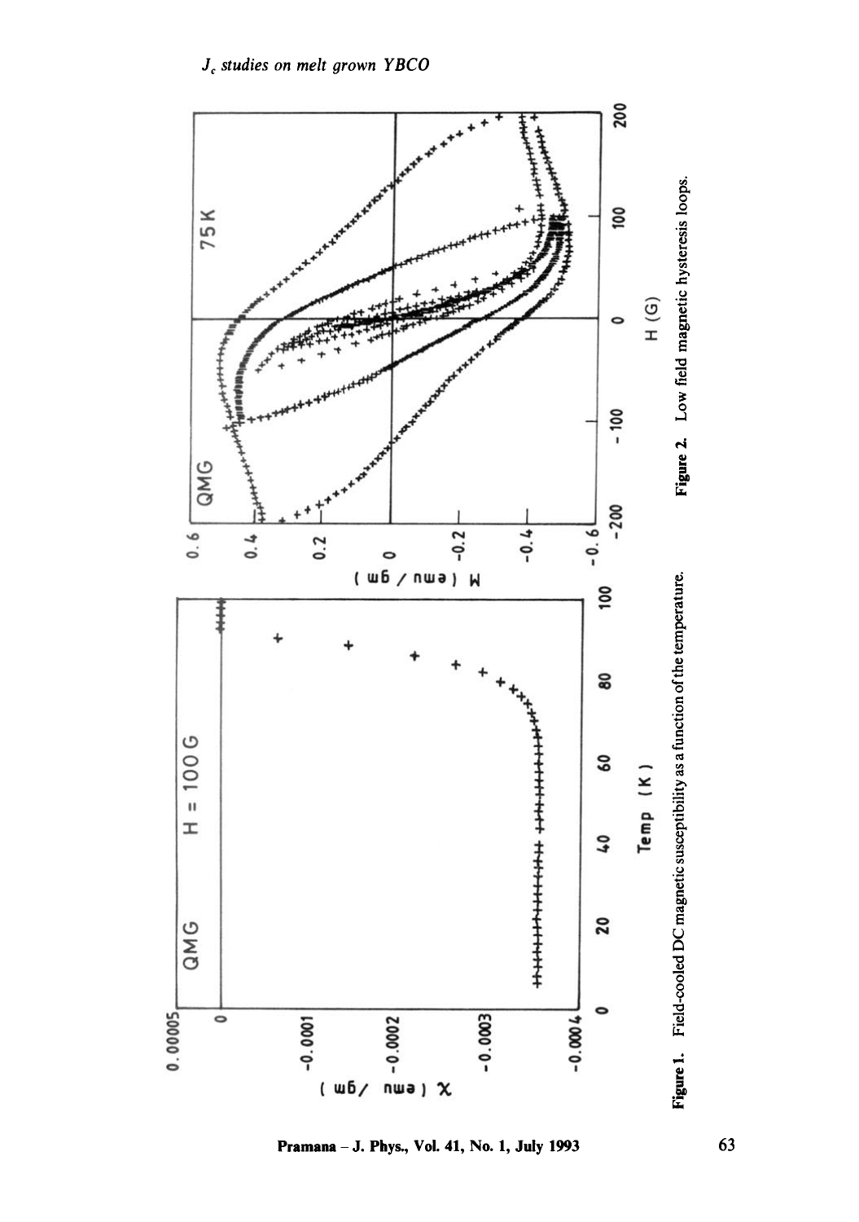Figure 1. Field-cooled DC magnetic susceptibility as a function of the temperature.

Figure 2. Low field magnetic hysteresis loops.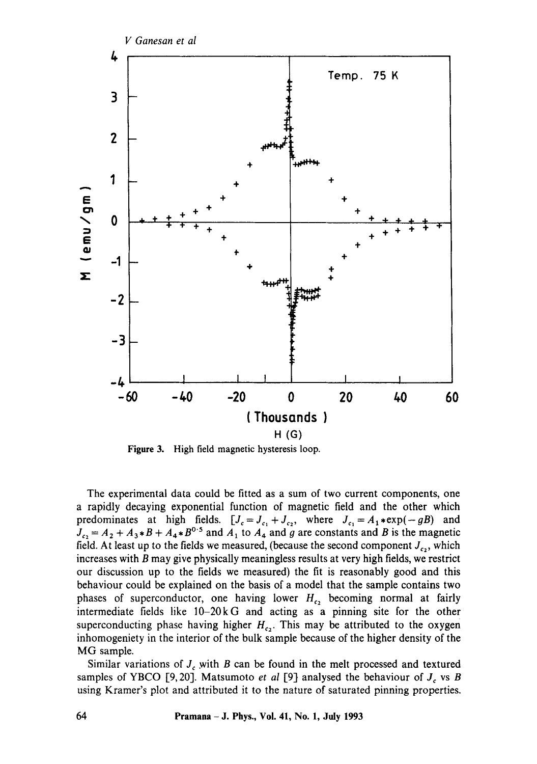Figure 3. High field magnetic hysteresis loop.

The experimental data could be fitted as a sum of two current components, one a rapidly decaying exponential function of magnetic field and the other which predominates at high fields. [$J_c = J_{c_1} + J_{c_2}$, where $J_{c_1} = A_1 * \exp(-gB)$ and $J_{c_2} = A_2 + A_3 * B + A_4 * B^{0.5}$ and $A_1$ to $A_4$ and $g$ are constants and $B$ is the magnetic field. At least up to the fields we measured, (because the second component $J_{c_2}$, which increases with $B$ may give physically meaningless results at very high fields, we restrict our discussion up to the fields we measured) the fit is reasonably good and this behaviour could be explained on the basis of a model that the sample contains two phases of superconductor, one having lower $H_{c_2}$ becoming normal at fairly intermediate fields like 10–20 kG and acting as a pinning site for the other superconducting phase having higher $H_{c_2}$. This may be attributed to the oxygen inhomogeniety in the interior of the bulk sample because of the higher density of the MG sample.

Similar variations of $J_c$ with $B$ can be found in the melt processed and textured samples of YBCO [9, 20]. Matsumoto *et al* [9] analysed the behaviour of $J_c$ vs $B$ using Kramer's plot and attributed it to the nature of saturated pinning properties.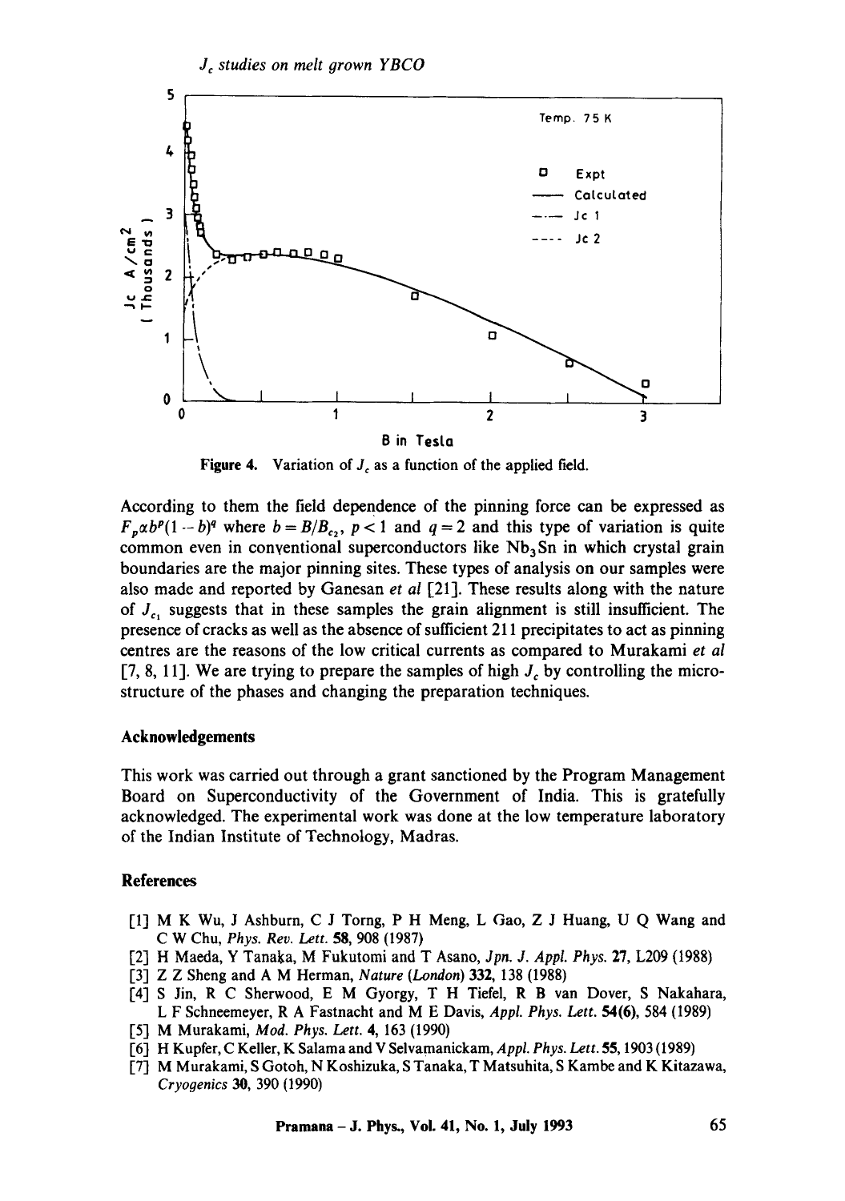Figure 4. Variation of $J_c$ as a function of the applied field.

According to them the field dependence of the pinning force can be expressed as $F_p \alpha b^p(1-b)^q$ where $b = B/B_{c_2}$, $p < 1$ and $q = 2$ and this type of variation is quite common even in conventional superconductors like $Nb_3Sn$ in which crystal grain boundaries are the major pinning sites. These types of analysis on our samples were also made and reported by Ganesan *et al* [21]. These results along with the nature of $J_{c_1}$ suggests that in these samples the grain alignment is still insufficient. The presence of cracks as well as the absence of sufficient 211 precipitates to act as pinning centres are the reasons of the low critical currents as compared to Murakami *et al* [7, 8, 11]. We are trying to prepare the samples of high $J_c$ by controlling the microstructure of the phases and changing the preparation techniques.

## Acknowledgements

This work was carried out through a grant sanctioned by the Program Management Board on Superconductivity of the Government of India. This is gratefully acknowledged. The experimental work was done at the low temperature laboratory of the Indian Institute of Technology, Madras.

## References

[1] M K Wu, J Ashburn, C J Torng, P H Meng, L Gao, Z J Huang, U Q Wang and C W Chu, *Phys. Rev. Lett.* **58**, 908 (1987)

[2] H Maeda, Y Tanaka, M Fukutomi and T Asano, *Jpn. J. Appl. Phys.* **27**, L209 (1988)

[3] Z Z Sheng and A M Herman, *Nature (London)* **332**, 138 (1988)

[4] S Jin, R C Sherwood, E M Gyorgy, T H Tiefel, R B van Dover, S Nakahara, L F Schneemeyer, R A Fastnacht and M E Davis, *Appl. Phys. Lett.* **54(6)**, 584 (1989)

[5] M Murakami, *Mod. Phys. Lett.* **4**, 163 (1990)

[6] H Kupfer, C Keller, K Salama and V Selvamanickam, *Appl. Phys. Lett.* **55**, 1903 (1989)

[7] M Murakami, S Gotoh, N Koshizuka, S Tanaka, T Matsuhita, S Kambe and K Kitazawa, *Cryogenics* **30**, 390 (1990)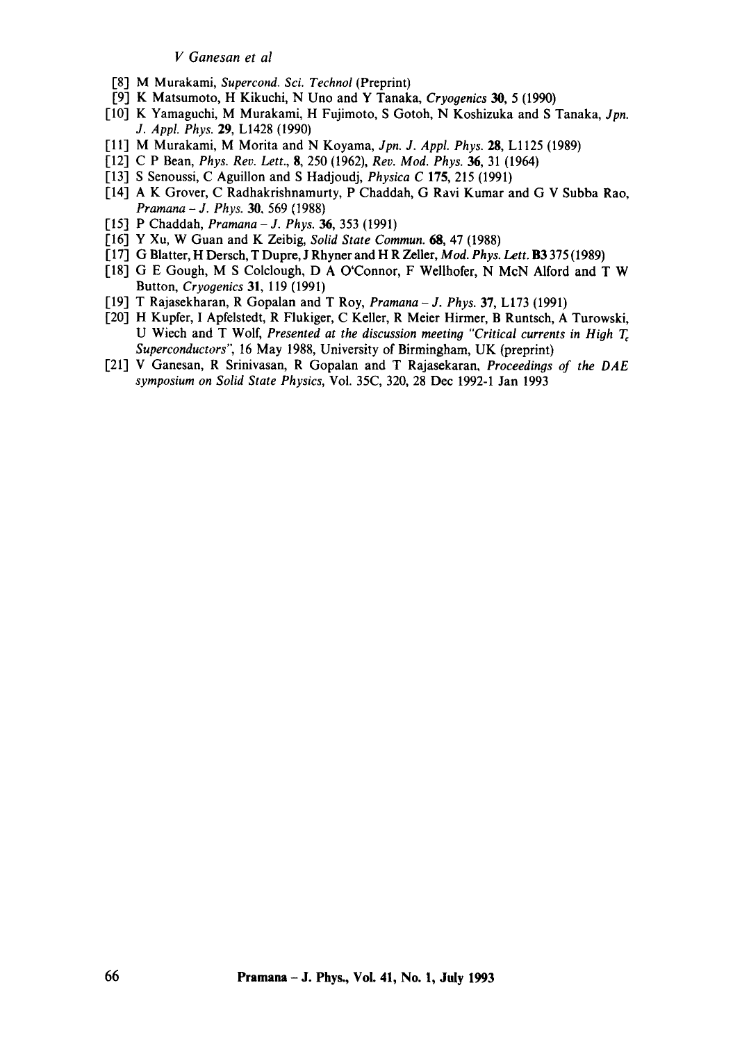[8] M Murakami, *Supercond. Sci. Technol* (Preprint)

[9] K Matsumoto, H Kikuchi, N Uno and Y Tanaka, *Cryogenics* **30**, 5 (1990)

[10] K Yamaguchi, M Murakami, H Fujimoto, S Gotoh, N Koshizuka and S Tanaka, *Jpn. J. Appl. Phys.* **29**, L1428 (1990)

[11] M Murakami, M Morita and N Koyama, *Jpn. J. Appl. Phys.* **28**, L1125 (1989)

[12] C P Bean, *Phys. Rev. Lett.*, **8**, 250 (1962), *Rev. Mod. Phys.* **36**, 31 (1964)

[13] S Senoussi, C Aguillon and S Hadjoudj, *Physica C* **175**, 215 (1991)

[14] A K Grover, C Radhakrishnamurty, P Chaddah, G Ravi Kumar and G V Subba Rao, *Pramana – J. Phys.* **30**, 569 (1988)

[15] P Chaddah, *Pramana – J. Phys.* **36**, 353 (1991)

[16] Y Xu, W Guan and K Zeibig, *Solid State Commun.* **68**, 47 (1988)

[17] G Blatter, H Dersch, T Dupre, J Rhyner and H R Zeller, *Mod. Phys. Lett.* **B3** 375 (1989)

[18] G E Gough, M S Colclough, D A O'Connor, F Wellhofer, N McN Alford and T W Button, *Cryogenics* **31**, 119 (1991)

[19] T Rajasekharan, R Gopalan and T Roy, *Pramana – J. Phys.* **37**, L173 (1991)

[20] H Kupfer, I Apfelstedt, R Flukiger, C Keller, R Meier Hirmer, B Runtsch, A Turowski, U Wiech and T Wolf, *Presented at the discussion meeting "Critical currents in High $T_c$ Superconductors"*, 16 May 1988, University of Birmingham, UK (preprint)

[21] V Ganesan, R Srinivasan, R Gopalan and T Rajasekaran, *Proceedings of the DAE symposium on Solid State Physics*, Vol. 35C, 320, 28 Dec 1992-1 Jan 1993